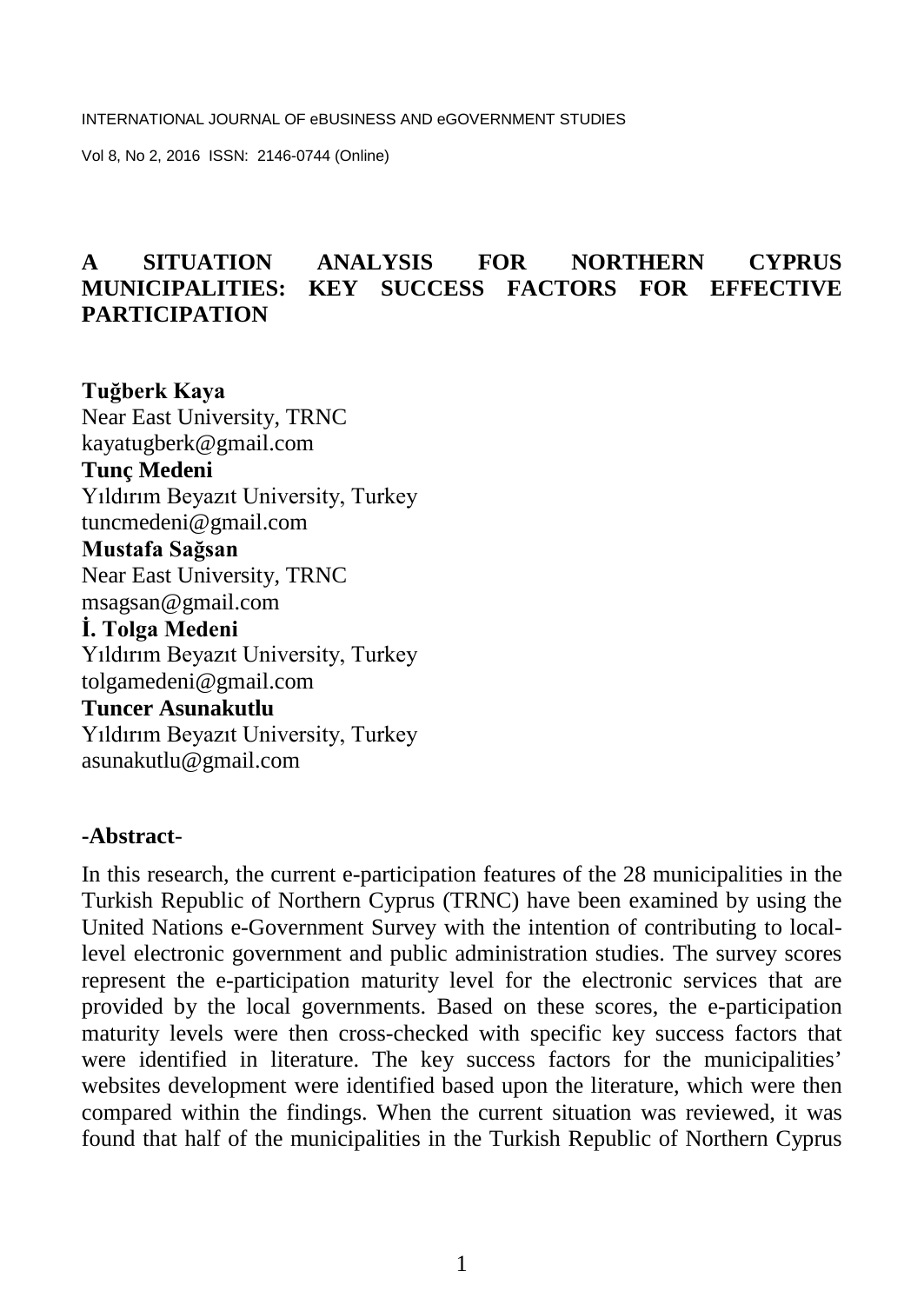# A SITUATION ANALYSIS FOR NORTHERN CYPRUS MUNICIPALITIES: KEY SUCCESS FACTORS FOR EFFECTIVE PARTICIPATION

**Tuğberk Kaya**
Near East University, TRNC
kayatugberk@gmail.com

**Tunç Medeni**
Yıldırım Beyazıt University, Turkey
tuncmedeni@gmail.com

**Mustafa Sağsan**
Near East University, TRNC
msagsan@gmail.com

**İ. Tolga Medeni**
Yıldırım Beyazıt University, Turkey
tolgamedeni@gmail.com

**Tuncer Asunakutlu**
Yıldırım Beyazıt University, Turkey
asunakutlu@gmail.com

## -Abstract-

In this research, the current e-participation features of the 28 municipalities in the Turkish Republic of Northern Cyprus (TRNC) have been examined by using the United Nations e-Government Survey with the intention of contributing to local-level electronic government and public administration studies. The survey scores represent the e-participation maturity level for the electronic services that are provided by the local governments. Based on these scores, the e-participation maturity levels were then cross-checked with specific key success factors that were identified in literature. The key success factors for the municipalities' websites development were identified based upon the literature, which were then compared within the findings. When the current situation was reviewed, it was found that half of the municipalities in the Turkish Republic of Northern Cyprus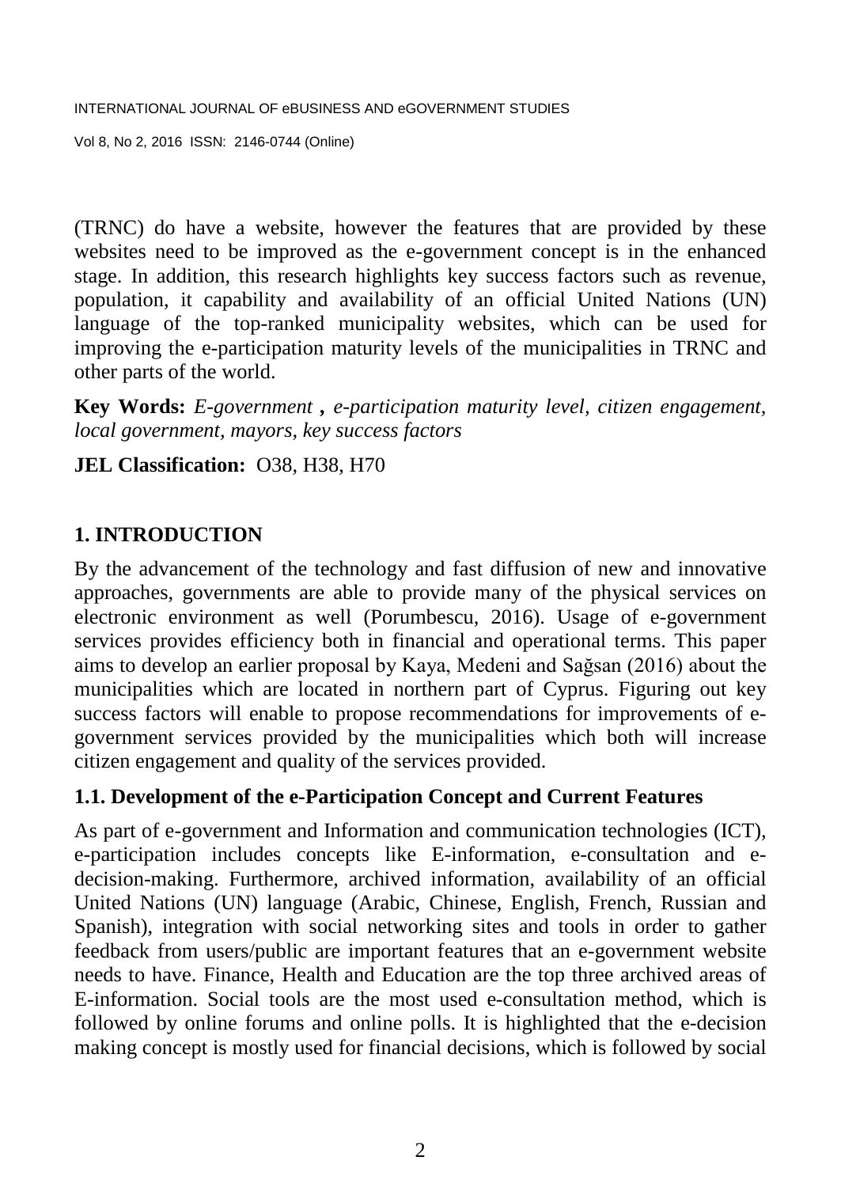(TRNC) do have a website, however the features that are provided by these websites need to be improved as the e-government concept is in the enhanced stage. In addition, this research highlights key success factors such as revenue, population, it capability and availability of an official United Nations (UN) language of the top-ranked municipality websites, which can be used for improving the e-participation maturity levels of the municipalities in TRNC and other parts of the world.

**Key Words:** *E-government* **,** *e-participation maturity level, citizen engagement, local government, mayors, key success factors*

**JEL Classification:** O38, H38, H70

## 1. INTRODUCTION

By the advancement of the technology and fast diffusion of new and innovative approaches, governments are able to provide many of the physical services on electronic environment as well (Porumbescu, 2016). Usage of e-government services provides efficiency both in financial and operational terms. This paper aims to develop an earlier proposal by Kaya, Medeni and Sağsan (2016) about the municipalities which are located in northern part of Cyprus. Figuring out key success factors will enable to propose recommendations for improvements of e-government services provided by the municipalities which both will increase citizen engagement and quality of the services provided.

### 1.1. Development of the e-Participation Concept and Current Features

As part of e-government and Information and communication technologies (ICT), e-participation includes concepts like E-information, e-consultation and e-decision-making. Furthermore, archived information, availability of an official United Nations (UN) language (Arabic, Chinese, English, French, Russian and Spanish), integration with social networking sites and tools in order to gather feedback from users/public are important features that an e-government website needs to have. Finance, Health and Education are the top three archived areas of E-information. Social tools are the most used e-consultation method, which is followed by online forums and online polls. It is highlighted that the e-decision making concept is mostly used for financial decisions, which is followed by social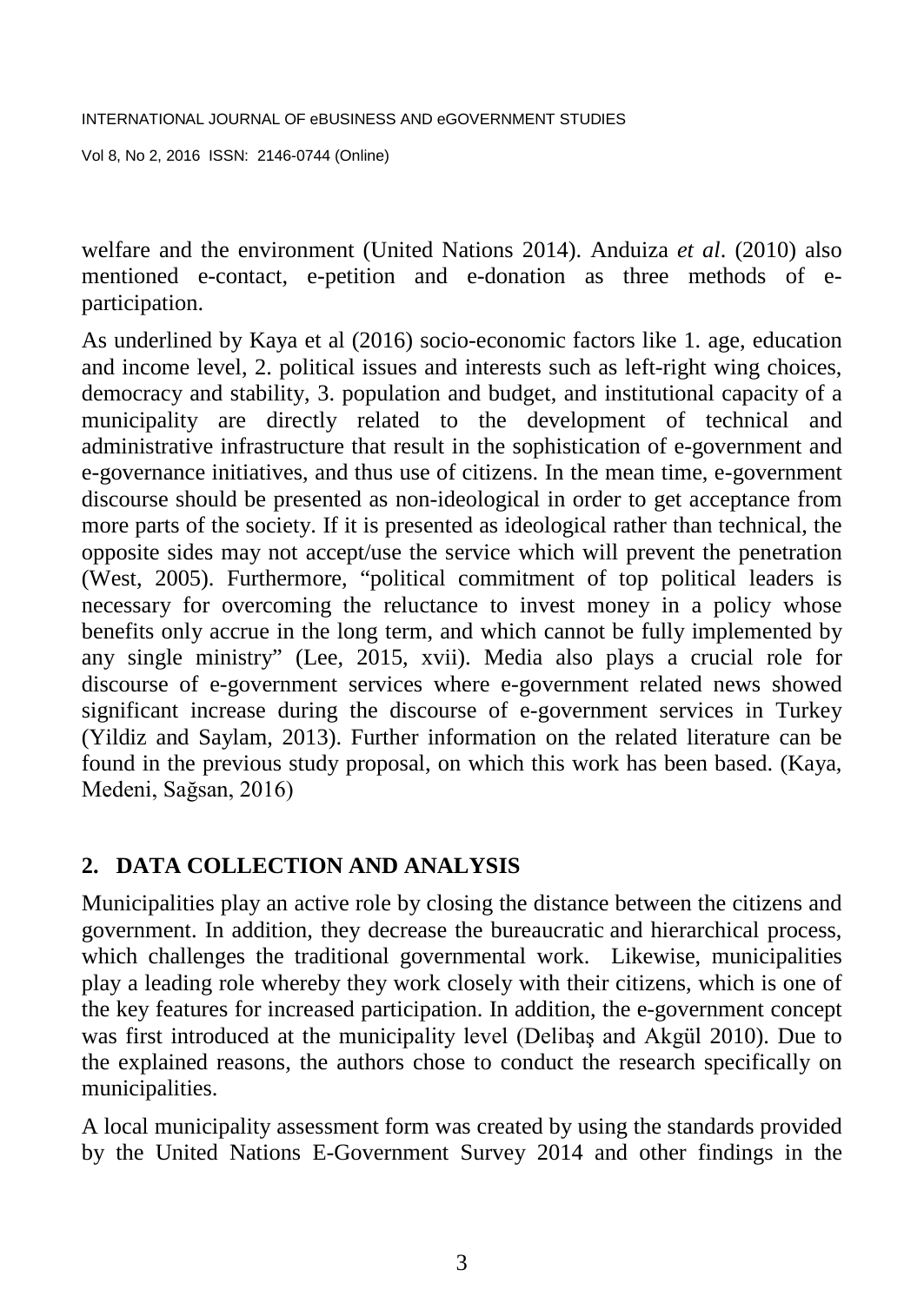welfare and the environment (United Nations 2014). Anduiza *et al*. (2010) also mentioned e-contact, e-petition and e-donation as three methods of e-participation.

As underlined by Kaya et al (2016) socio-economic factors like 1. age, education and income level, 2. political issues and interests such as left-right wing choices, democracy and stability, 3. population and budget, and institutional capacity of a municipality are directly related to the development of technical and administrative infrastructure that result in the sophistication of e-government and e-governance initiatives, and thus use of citizens. In the mean time, e-government discourse should be presented as non-ideological in order to get acceptance from more parts of the society. If it is presented as ideological rather than technical, the opposite sides may not accept/use the service which will prevent the penetration (West, 2005). Furthermore, "political commitment of top political leaders is necessary for overcoming the reluctance to invest money in a policy whose benefits only accrue in the long term, and which cannot be fully implemented by any single ministry" (Lee, 2015, xvii). Media also plays a crucial role for discourse of e-government services where e-government related news showed significant increase during the discourse of e-government services in Turkey (Yildiz and Saylam, 2013). Further information on the related literature can be found in the previous study proposal, on which this work has been based. (Kaya, Medeni, Sağsan, 2016)

## 2. DATA COLLECTION AND ANALYSIS

Municipalities play an active role by closing the distance between the citizens and government. In addition, they decrease the bureaucratic and hierarchical process, which challenges the traditional governmental work. Likewise, municipalities play a leading role whereby they work closely with their citizens, which is one of the key features for increased participation. In addition, the e-government concept was first introduced at the municipality level (Delibaş and Akgül 2010). Due to the explained reasons, the authors chose to conduct the research specifically on municipalities.

A local municipality assessment form was created by using the standards provided by the United Nations E-Government Survey 2014 and other findings in the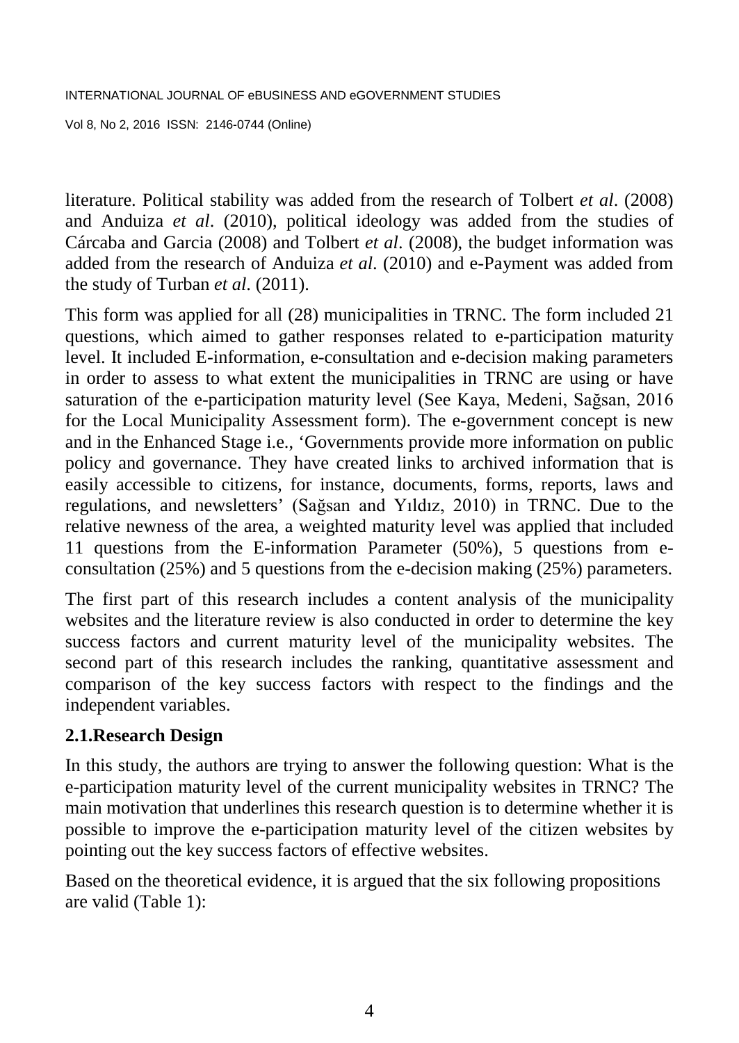literature. Political stability was added from the research of Tolbert *et al*. (2008) and Anduiza *et al*. (2010), political ideology was added from the studies of Cárcaba and Garcia (2008) and Tolbert *et al*. (2008), the budget information was added from the research of Anduiza *et al*. (2010) and e-Payment was added from the study of Turban *et al*. (2011).

This form was applied for all (28) municipalities in TRNC. The form included 21 questions, which aimed to gather responses related to e-participation maturity level. It included E-information, e-consultation and e-decision making parameters in order to assess to what extent the municipalities in TRNC are using or have saturation of the e-participation maturity level (See Kaya, Medeni, Sağsan, 2016 for the Local Municipality Assessment form). The e-government concept is new and in the Enhanced Stage i.e., 'Governments provide more information on public policy and governance. They have created links to archived information that is easily accessible to citizens, for instance, documents, forms, reports, laws and regulations, and newsletters' (Sağsan and Yıldız, 2010) in TRNC. Due to the relative newness of the area, a weighted maturity level was applied that included 11 questions from the E-information Parameter (50%), 5 questions from e-consultation (25%) and 5 questions from the e-decision making (25%) parameters.

The first part of this research includes a content analysis of the municipality websites and the literature review is also conducted in order to determine the key success factors and current maturity level of the municipality websites. The second part of this research includes the ranking, quantitative assessment and comparison of the key success factors with respect to the findings and the independent variables.

## 2.1.Research Design

In this study, the authors are trying to answer the following question: What is the e-participation maturity level of the current municipality websites in TRNC? The main motivation that underlines this research question is to determine whether it is possible to improve the e-participation maturity level of the citizen websites by pointing out the key success factors of effective websites.

Based on the theoretical evidence, it is argued that the six following propositions are valid (Table 1):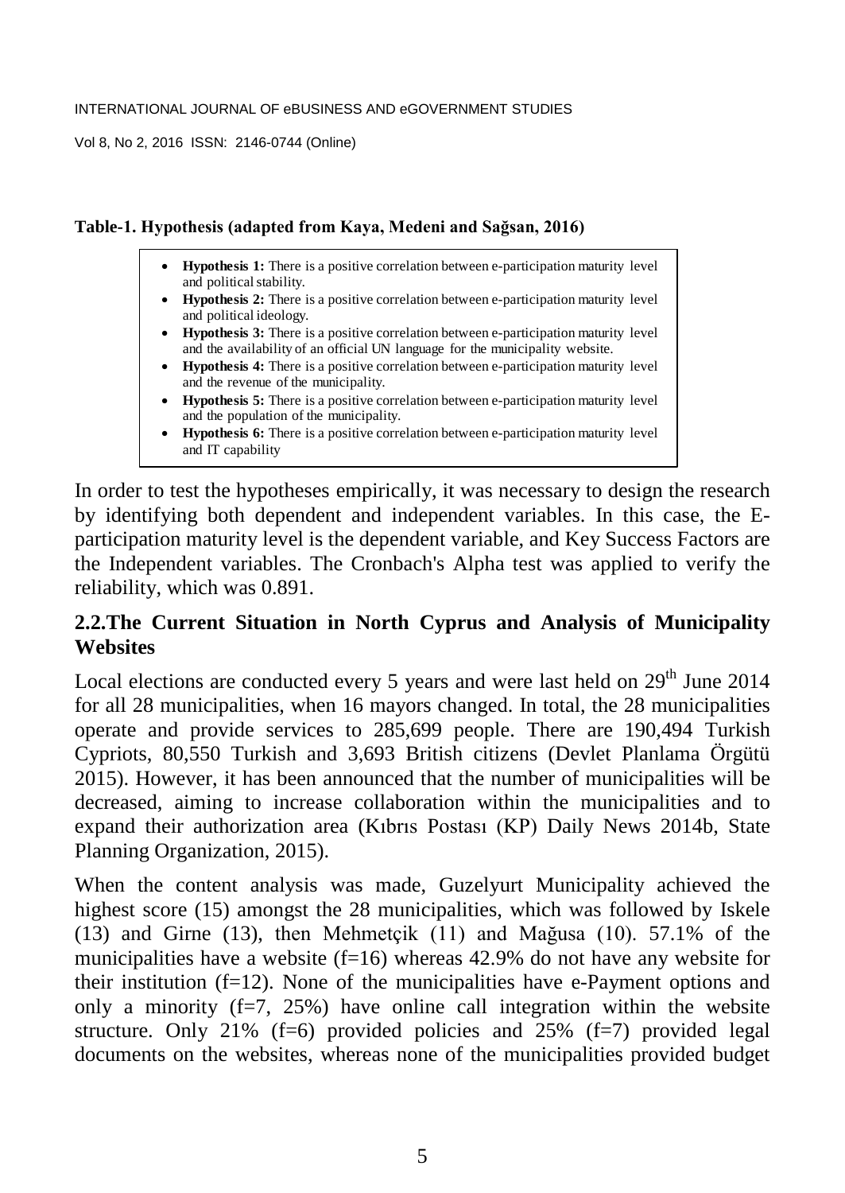**Table-1. Hypothesis (adapted from Kaya, Medeni and Sağsan, 2016)**

- **Hypothesis 1:** There is a positive correlation between e-participation maturity level and political stability.
- **Hypothesis 2:** There is a positive correlation between e-participation maturity level and political ideology.
- **Hypothesis 3:** There is a positive correlation between e-participation maturity level and the availability of an official UN language for the municipality website.
- **Hypothesis 4:** There is a positive correlation between e-participation maturity level and the revenue of the municipality.
- **Hypothesis 5:** There is a positive correlation between e-participation maturity level and the population of the municipality.
- **Hypothesis 6:** There is a positive correlation between e-participation maturity level and IT capability

In order to test the hypotheses empirically, it was necessary to design the research by identifying both dependent and independent variables. In this case, the E-participation maturity level is the dependent variable, and Key Success Factors are the Independent variables. The Cronbach's Alpha test was applied to verify the reliability, which was 0.891.

## 2.2.The Current Situation in North Cyprus and Analysis of Municipality Websites

Local elections are conducted every 5 years and were last held on 29th June 2014 for all 28 municipalities, when 16 mayors changed. In total, the 28 municipalities operate and provide services to 285,699 people. There are 190,494 Turkish Cypriots, 80,550 Turkish and 3,693 British citizens (Devlet Planlama Örgütü 2015). However, it has been announced that the number of municipalities will be decreased, aiming to increase collaboration within the municipalities and to expand their authorization area (Kıbrıs Postası (KP) Daily News 2014b, State Planning Organization, 2015).

When the content analysis was made, Guzelyurt Municipality achieved the highest score (15) amongst the 28 municipalities, which was followed by Iskele (13) and Girne (13), then Mehmetçik (11) and Mağusa (10). 57.1% of the municipalities have a website (f=16) whereas 42.9% do not have any website for their institution (f=12). None of the municipalities have e-Payment options and only a minority (f=7, 25%) have online call integration within the website structure. Only 21% (f=6) provided policies and 25% (f=7) provided legal documents on the websites, whereas none of the municipalities provided budget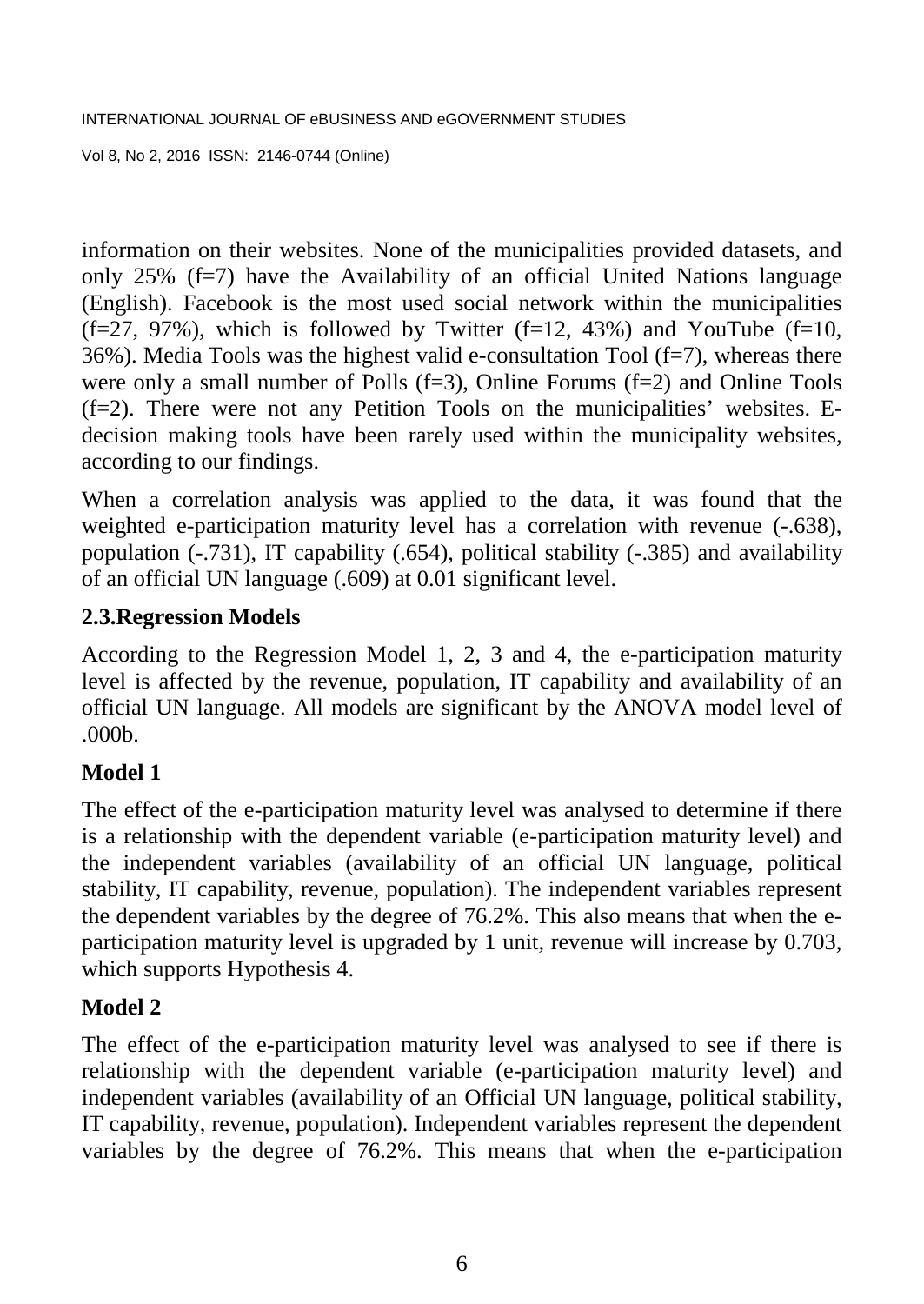information on their websites. None of the municipalities provided datasets, and only 25% (f=7) have the Availability of an official United Nations language (English). Facebook is the most used social network within the municipalities (f=27, 97%), which is followed by Twitter (f=12, 43%) and YouTube (f=10, 36%). Media Tools was the highest valid e-consultation Tool (f=7), whereas there were only a small number of Polls (f=3), Online Forums (f=2) and Online Tools (f=2). There were not any Petition Tools on the municipalities' websites. E-decision making tools have been rarely used within the municipality websites, according to our findings.

When a correlation analysis was applied to the data, it was found that the weighted e-participation maturity level has a correlation with revenue (-.638), population (-.731), IT capability (.654), political stability (-.385) and availability of an official UN language (.609) at 0.01 significant level.

## 2.3.Regression Models

According to the Regression Model 1, 2, 3 and 4, the e-participation maturity level is affected by the revenue, population, IT capability and availability of an official UN language. All models are significant by the ANOVA model level of .000b.

### Model 1

The effect of the e-participation maturity level was analysed to determine if there is a relationship with the dependent variable (e-participation maturity level) and the independent variables (availability of an official UN language, political stability, IT capability, revenue, population). The independent variables represent the dependent variables by the degree of 76.2%. This also means that when the e-participation maturity level is upgraded by 1 unit, revenue will increase by 0.703, which supports Hypothesis 4.

### Model 2

The effect of the e-participation maturity level was analysed to see if there is relationship with the dependent variable (e-participation maturity level) and independent variables (availability of an Official UN language, political stability, IT capability, revenue, population). Independent variables represent the dependent variables by the degree of 76.2%. This means that when the e-participation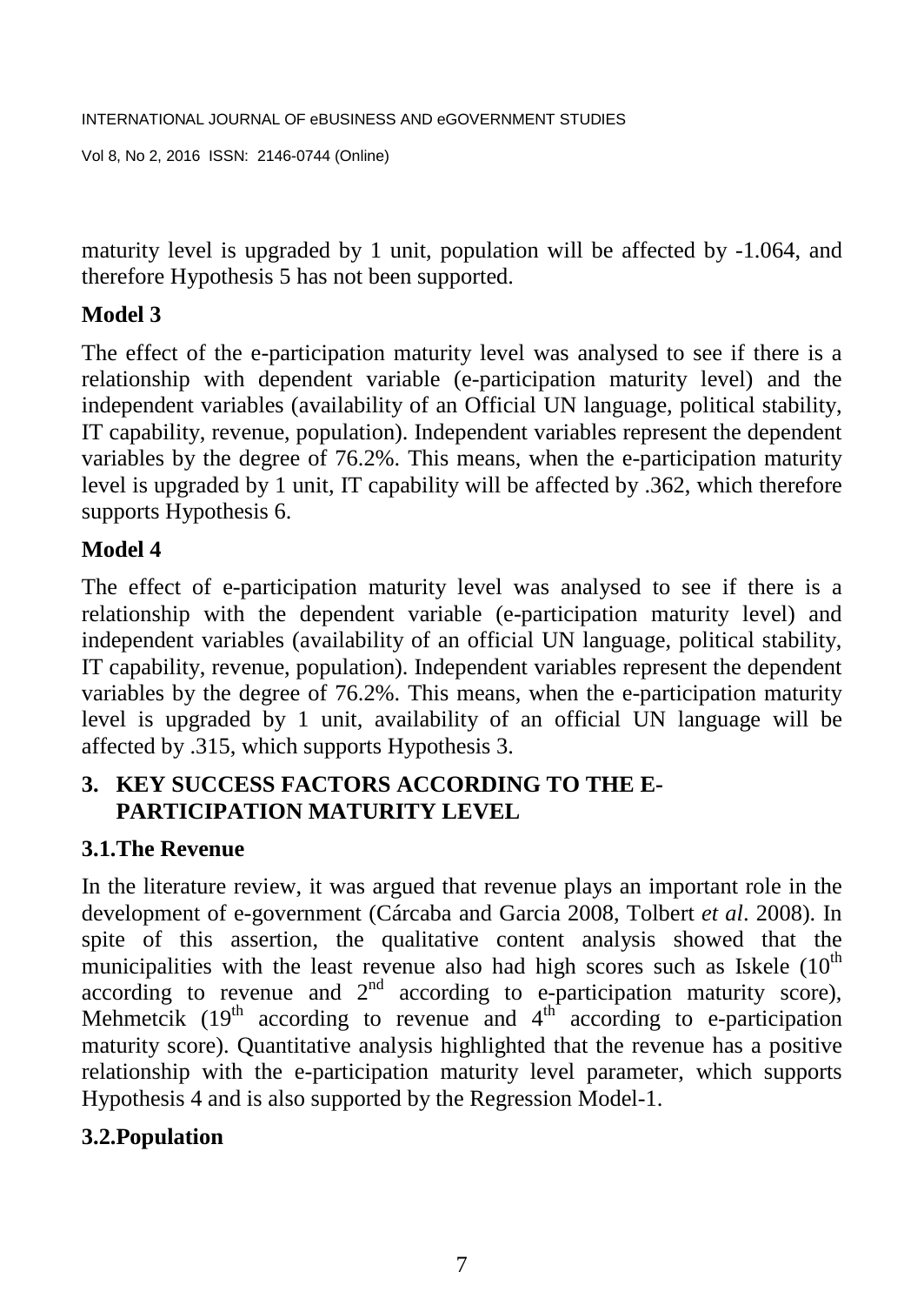maturity level is upgraded by 1 unit, population will be affected by -1.064, and therefore Hypothesis 5 has not been supported.

**Model 3**

The effect of the e-participation maturity level was analysed to see if there is a relationship with dependent variable (e-participation maturity level) and the independent variables (availability of an Official UN language, political stability, IT capability, revenue, population). Independent variables represent the dependent variables by the degree of 76.2%. This means, when the e-participation maturity level is upgraded by 1 unit, IT capability will be affected by .362, which therefore supports Hypothesis 6.

**Model 4**

The effect of e-participation maturity level was analysed to see if there is a relationship with the dependent variable (e-participation maturity level) and independent variables (availability of an official UN language, political stability, IT capability, revenue, population). Independent variables represent the dependent variables by the degree of 76.2%. This means, when the e-participation maturity level is upgraded by 1 unit, availability of an official UN language will be affected by .315, which supports Hypothesis 3.

## 3. KEY SUCCESS FACTORS ACCORDING TO THE E-PARTICIPATION MATURITY LEVEL

### 3.1.The Revenue

In the literature review, it was argued that revenue plays an important role in the development of e-government (Cárcaba and Garcia 2008, Tolbert *et al*. 2008). In spite of this assertion, the qualitative content analysis showed that the municipalities with the least revenue also had high scores such as Iskele (10$^{th}$ according to revenue and 2$^{nd}$ according to e-participation maturity score), Mehmetcik (19$^{th}$ according to revenue and 4$^{th}$ according to e-participation maturity score). Quantitative analysis highlighted that the revenue has a positive relationship with the e-participation maturity level parameter, which supports Hypothesis 4 and is also supported by the Regression Model-1.

### 3.2.Population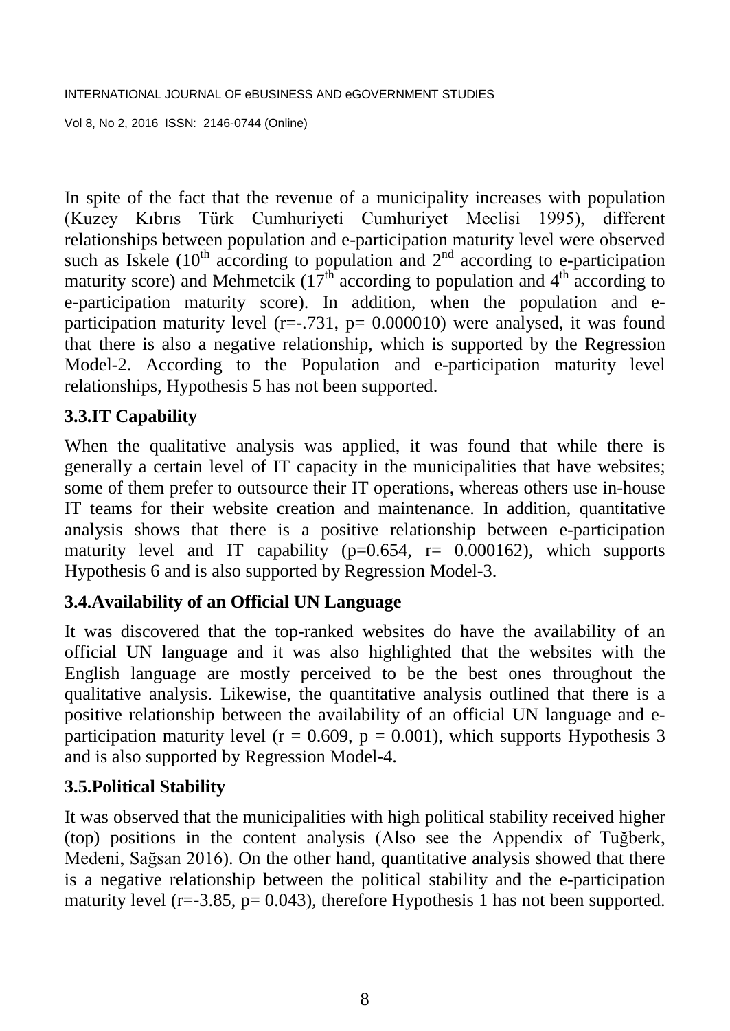In spite of the fact that the revenue of a municipality increases with population (Kuzey Kıbrıs Türk Cumhuriyeti Cumhuriyet Meclisi 1995), different relationships between population and e-participation maturity level were observed such as Iskele ($10^{th}$ according to population and $2^{nd}$ according to e-participation maturity score) and Mehmetcik ($17^{th}$ according to population and $4^{th}$ according to e-participation maturity score). In addition, when the population and e-participation maturity level ($r=-.731$, $p= 0.000010$) were analysed, it was found that there is also a negative relationship, which is supported by the Regression Model-2. According to the Population and e-participation maturity level relationships, Hypothesis 5 has not been supported.

## 3.3.IT Capability

When the qualitative analysis was applied, it was found that while there is generally a certain level of IT capacity in the municipalities that have websites; some of them prefer to outsource their IT operations, whereas others use in-house IT teams for their website creation and maintenance. In addition, quantitative analysis shows that there is a positive relationship between e-participation maturity level and IT capability ($p=0.654$, $r= 0.000162$), which supports Hypothesis 6 and is also supported by Regression Model-3.

## 3.4.Availability of an Official UN Language

It was discovered that the top-ranked websites do have the availability of an official UN language and it was also highlighted that the websites with the English language are mostly perceived to be the best ones throughout the qualitative analysis. Likewise, the quantitative analysis outlined that there is a positive relationship between the availability of an official UN language and e-participation maturity level ($r = 0.609$, $p = 0.001$), which supports Hypothesis 3 and is also supported by Regression Model-4.

## 3.5.Political Stability

It was observed that the municipalities with high political stability received higher (top) positions in the content analysis (Also see the Appendix of Tuğberk, Medeni, Sağsan 2016). On the other hand, quantitative analysis showed that there is a negative relationship between the political stability and the e-participation maturity level ($r=-3.85$, $p= 0.043$), therefore Hypothesis 1 has not been supported.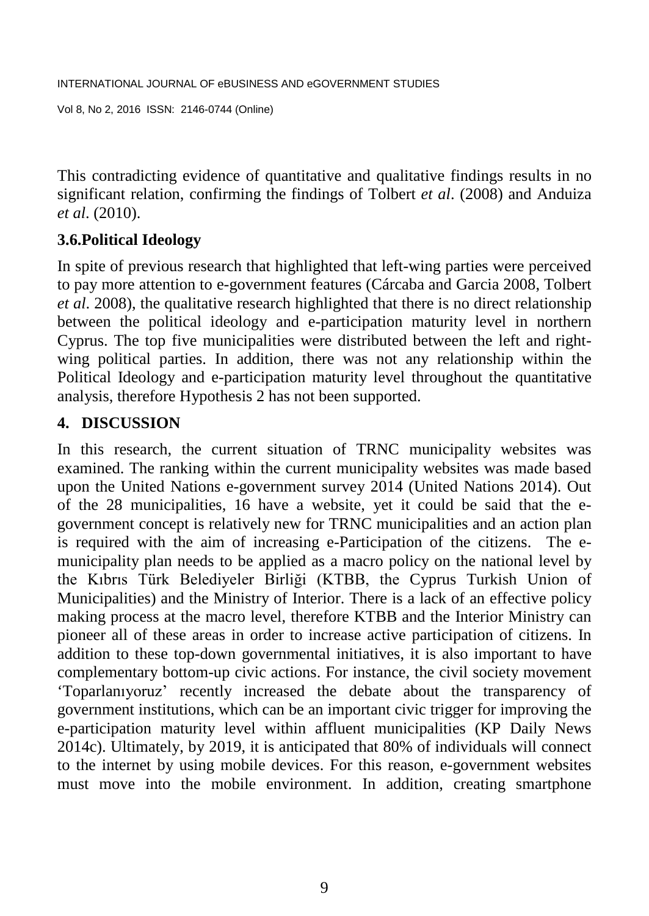This contradicting evidence of quantitative and qualitative findings results in no significant relation, confirming the findings of Tolbert *et al*. (2008) and Anduiza *et al*. (2010).

### 3.6.Political Ideology

In spite of previous research that highlighted that left-wing parties were perceived to pay more attention to e-government features (Cárcaba and Garcia 2008, Tolbert *et al*. 2008), the qualitative research highlighted that there is no direct relationship between the political ideology and e-participation maturity level in northern Cyprus. The top five municipalities were distributed between the left and right-wing political parties. In addition, there was not any relationship within the Political Ideology and e-participation maturity level throughout the quantitative analysis, therefore Hypothesis 2 has not been supported.

## 4. DISCUSSION

In this research, the current situation of TRNC municipality websites was examined. The ranking within the current municipality websites was made based upon the United Nations e-government survey 2014 (United Nations 2014). Out of the 28 municipalities, 16 have a website, yet it could be said that the e-government concept is relatively new for TRNC municipalities and an action plan is required with the aim of increasing e-Participation of the citizens. The e-municipality plan needs to be applied as a macro policy on the national level by the Kıbrıs Türk Belediyeler Birliği (KTBB, the Cyprus Turkish Union of Municipalities) and the Ministry of Interior. There is a lack of an effective policy making process at the macro level, therefore KTBB and the Interior Ministry can pioneer all of these areas in order to increase active participation of citizens. In addition to these top-down governmental initiatives, it is also important to have complementary bottom-up civic actions. For instance, the civil society movement 'Toparlanıyoruz' recently increased the debate about the transparency of government institutions, which can be an important civic trigger for improving the e-participation maturity level within affluent municipalities (KP Daily News 2014c). Ultimately, by 2019, it is anticipated that 80% of individuals will connect to the internet by using mobile devices. For this reason, e-government websites must move into the mobile environment. In addition, creating smartphone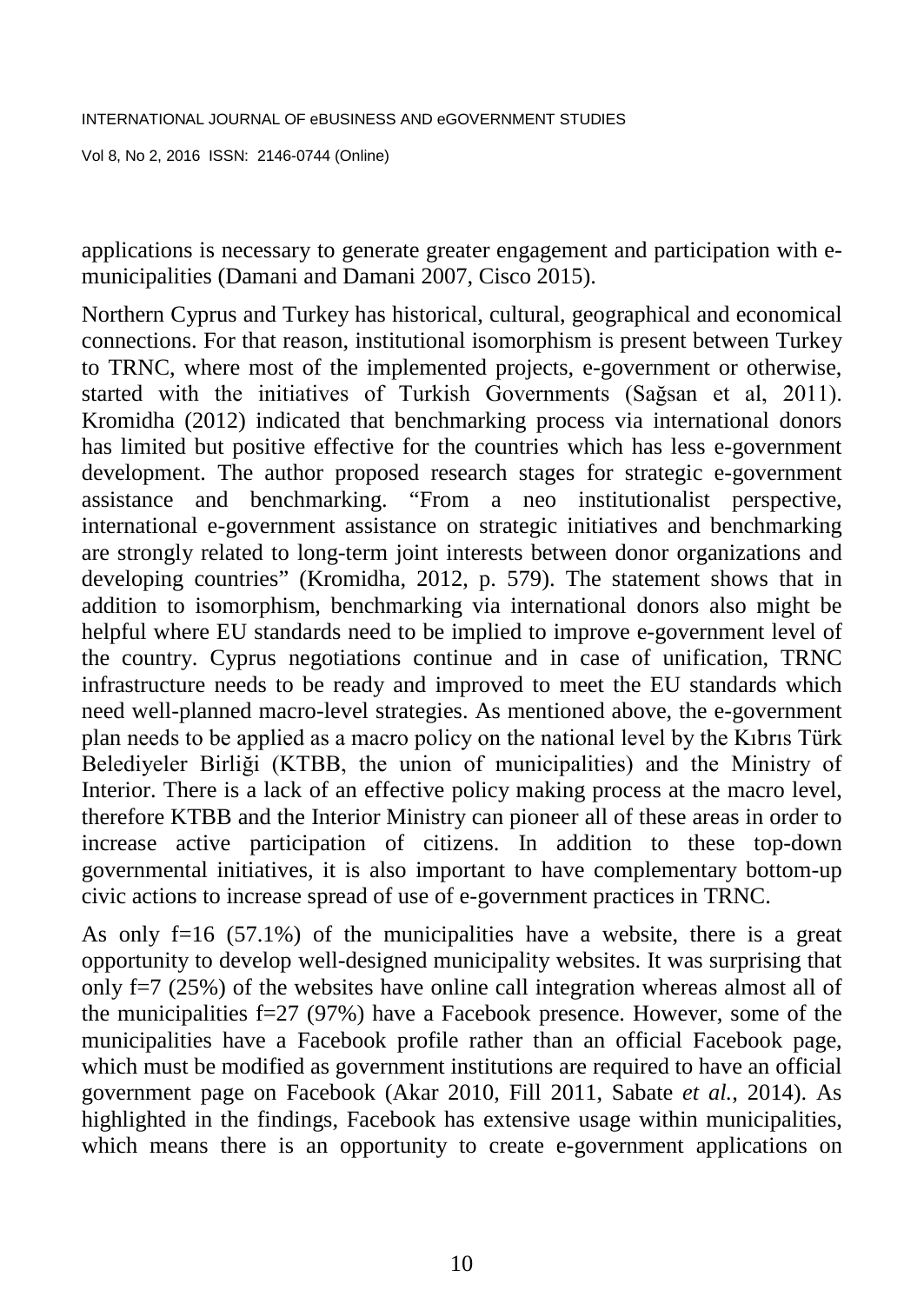applications is necessary to generate greater engagement and participation with e-municipalities (Damani and Damani 2007, Cisco 2015).

Northern Cyprus and Turkey has historical, cultural, geographical and economical connections. For that reason, institutional isomorphism is present between Turkey to TRNC, where most of the implemented projects, e-government or otherwise, started with the initiatives of Turkish Governments (Sağsan et al, 2011). Kromidha (2012) indicated that benchmarking process via international donors has limited but positive effective for the countries which has less e-government development. The author proposed research stages for strategic e-government assistance and benchmarking. "From a neo institutionalist perspective, international e-government assistance on strategic initiatives and benchmarking are strongly related to long-term joint interests between donor organizations and developing countries" (Kromidha, 2012, p. 579). The statement shows that in addition to isomorphism, benchmarking via international donors also might be helpful where EU standards need to be implied to improve e-government level of the country. Cyprus negotiations continue and in case of unification, TRNC infrastructure needs to be ready and improved to meet the EU standards which need well-planned macro-level strategies. As mentioned above, the e-government plan needs to be applied as a macro policy on the national level by the Kıbrıs Türk Belediyeler Birliği (KTBB, the union of municipalities) and the Ministry of Interior. There is a lack of an effective policy making process at the macro level, therefore KTBB and the Interior Ministry can pioneer all of these areas in order to increase active participation of citizens. In addition to these top-down governmental initiatives, it is also important to have complementary bottom-up civic actions to increase spread of use of e-government practices in TRNC.

As only f=16 (57.1%) of the municipalities have a website, there is a great opportunity to develop well-designed municipality websites. It was surprising that only f=7 (25%) of the websites have online call integration whereas almost all of the municipalities f=27 (97%) have a Facebook presence. However, some of the municipalities have a Facebook profile rather than an official Facebook page, which must be modified as government institutions are required to have an official government page on Facebook (Akar 2010, Fill 2011, Sabate *et al.*, 2014). As highlighted in the findings, Facebook has extensive usage within municipalities, which means there is an opportunity to create e-government applications on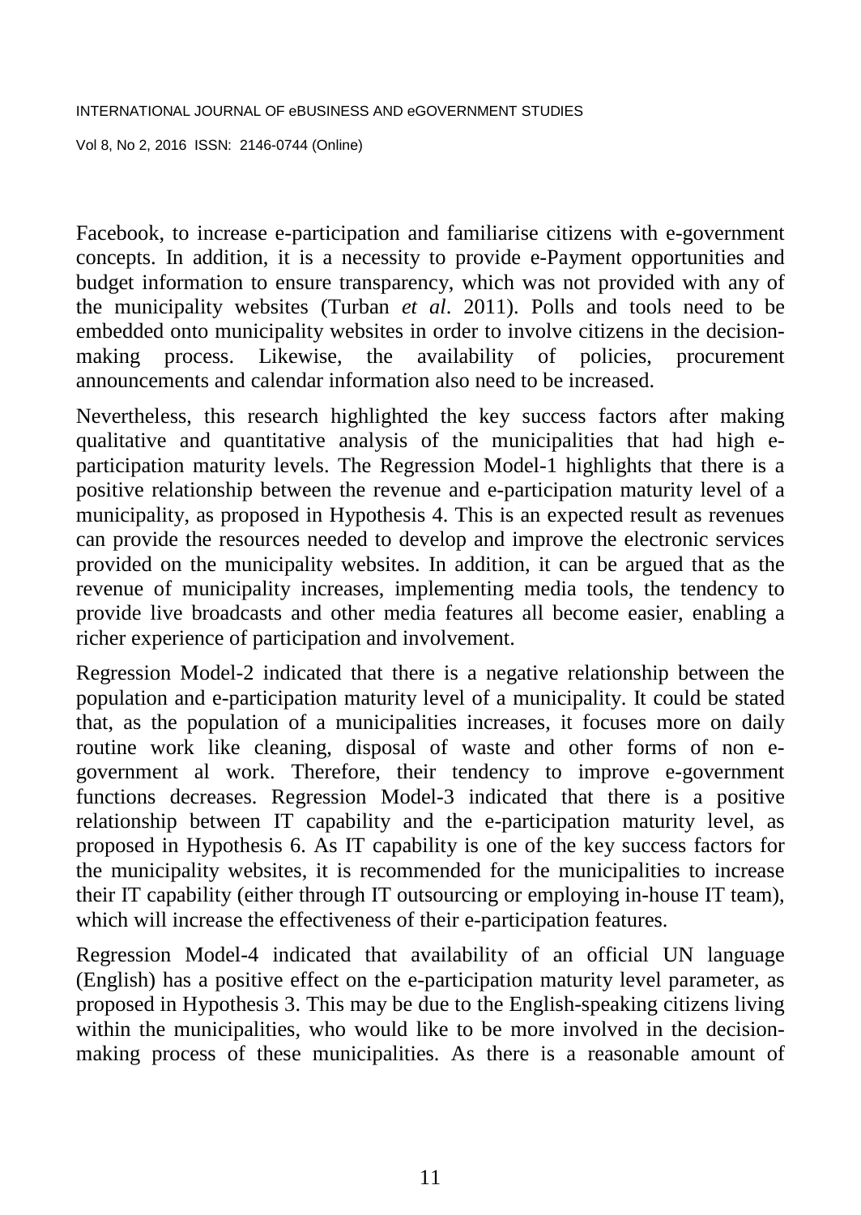Facebook, to increase e-participation and familiarise citizens with e-government concepts. In addition, it is a necessity to provide e-Payment opportunities and budget information to ensure transparency, which was not provided with any of the municipality websites (Turban *et al*. 2011). Polls and tools need to be embedded onto municipality websites in order to involve citizens in the decision-making process. Likewise, the availability of policies, procurement announcements and calendar information also need to be increased.

Nevertheless, this research highlighted the key success factors after making qualitative and quantitative analysis of the municipalities that had high e-participation maturity levels. The Regression Model-1 highlights that there is a positive relationship between the revenue and e-participation maturity level of a municipality, as proposed in Hypothesis 4. This is an expected result as revenues can provide the resources needed to develop and improve the electronic services provided on the municipality websites. In addition, it can be argued that as the revenue of municipality increases, implementing media tools, the tendency to provide live broadcasts and other media features all become easier, enabling a richer experience of participation and involvement.

Regression Model-2 indicated that there is a negative relationship between the population and e-participation maturity level of a municipality. It could be stated that, as the population of a municipalities increases, it focuses more on daily routine work like cleaning, disposal of waste and other forms of non e-government al work. Therefore, their tendency to improve e-government functions decreases. Regression Model-3 indicated that there is a positive relationship between IT capability and the e-participation maturity level, as proposed in Hypothesis 6. As IT capability is one of the key success factors for the municipality websites, it is recommended for the municipalities to increase their IT capability (either through IT outsourcing or employing in-house IT team), which will increase the effectiveness of their e-participation features.

Regression Model-4 indicated that availability of an official UN language (English) has a positive effect on the e-participation maturity level parameter, as proposed in Hypothesis 3. This may be due to the English-speaking citizens living within the municipalities, who would like to be more involved in the decision-making process of these municipalities. As there is a reasonable amount of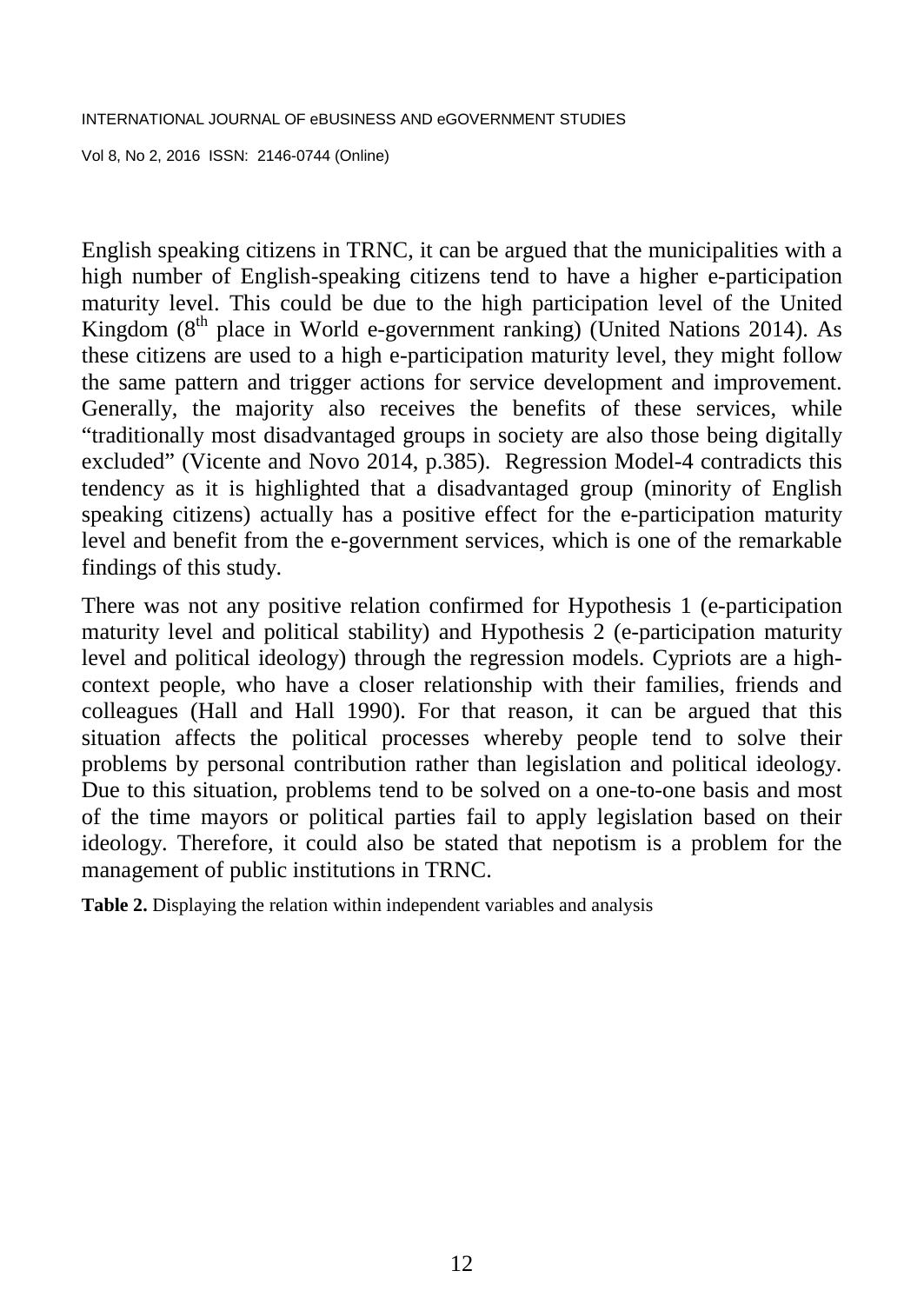English speaking citizens in TRNC, it can be argued that the municipalities with a high number of English-speaking citizens tend to have a higher e-participation maturity level. This could be due to the high participation level of the United Kingdom (8th place in World e-government ranking) (United Nations 2014). As these citizens are used to a high e-participation maturity level, they might follow the same pattern and trigger actions for service development and improvement. Generally, the majority also receives the benefits of these services, while "traditionally most disadvantaged groups in society are also those being digitally excluded" (Vicente and Novo 2014, p.385). Regression Model-4 contradicts this tendency as it is highlighted that a disadvantaged group (minority of English speaking citizens) actually has a positive effect for the e-participation maturity level and benefit from the e-government services, which is one of the remarkable findings of this study.

There was not any positive relation confirmed for Hypothesis 1 (e-participation maturity level and political stability) and Hypothesis 2 (e-participation maturity level and political ideology) through the regression models. Cypriots are a high-context people, who have a closer relationship with their families, friends and colleagues (Hall and Hall 1990). For that reason, it can be argued that this situation affects the political processes whereby people tend to solve their problems by personal contribution rather than legislation and political ideology. Due to this situation, problems tend to be solved on a one-to-one basis and most of the time mayors or political parties fail to apply legislation based on their ideology. Therefore, it could also be stated that nepotism is a problem for the management of public institutions in TRNC.

**Table 2.** Displaying the relation within independent variables and analysis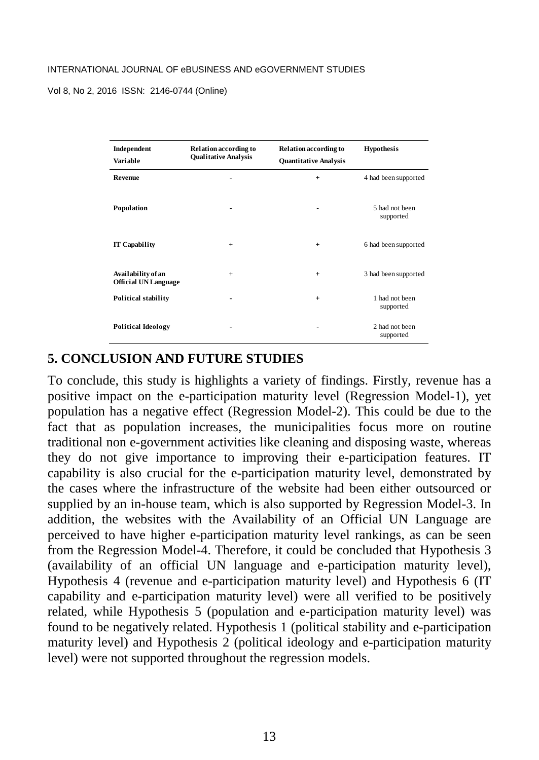| Independent Variable | Relation according to Qualitative Analysis | Relation according to Quantitative Analysis | Hypothesis |
| --- | --- | --- | --- |
| **Revenue** | - | + | 4 had been supported |
| **Population** | - | - | 5 had not been supported |
| **IT Capability** | + | + | 6 had been supported |
| **Availability of an Official UN Language** | + | + | 3 had been supported |
| **Political stability** | - | + | 1 had not been supported |
| **Political Ideology** | - | - | 2 had not been supported |

## 5. CONCLUSION AND FUTURE STUDIES

To conclude, this study is highlights a variety of findings. Firstly, revenue has a positive impact on the e-participation maturity level (Regression Model-1), yet population has a negative effect (Regression Model-2). This could be due to the fact that as population increases, the municipalities focus more on routine traditional non e-government activities like cleaning and disposing waste, whereas they do not give importance to improving their e-participation features. IT capability is also crucial for the e-participation maturity level, demonstrated by the cases where the infrastructure of the website had been either outsourced or supplied by an in-house team, which is also supported by Regression Model-3. In addition, the websites with the Availability of an Official UN Language are perceived to have higher e-participation maturity level rankings, as can be seen from the Regression Model-4. Therefore, it could be concluded that Hypothesis 3 (availability of an official UN language and e-participation maturity level), Hypothesis 4 (revenue and e-participation maturity level) and Hypothesis 6 (IT capability and e-participation maturity level) were all verified to be positively related, while Hypothesis 5 (population and e-participation maturity level) was found to be negatively related. Hypothesis 1 (political stability and e-participation maturity level) and Hypothesis 2 (political ideology and e-participation maturity level) were not supported throughout the regression models.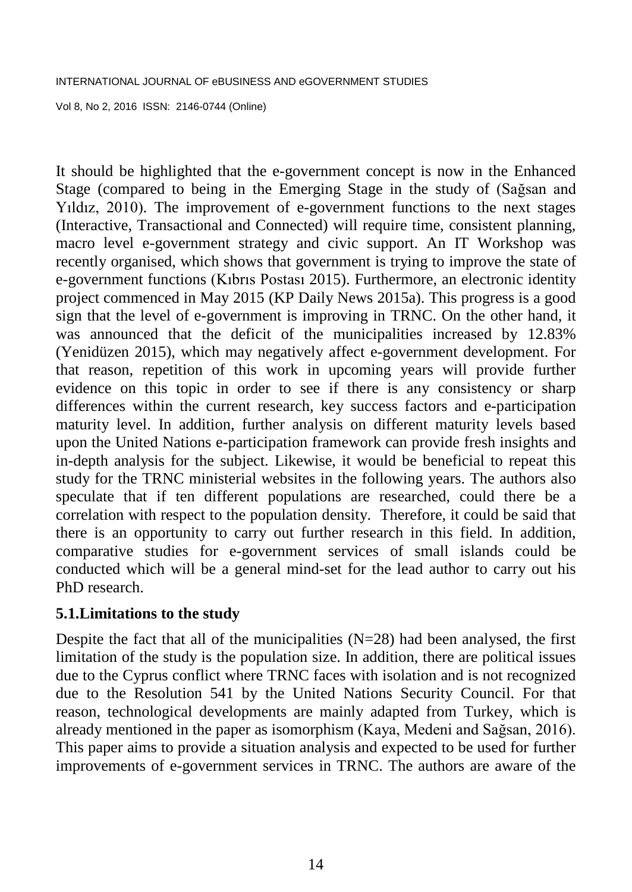It should be highlighted that the e-government concept is now in the Enhanced Stage (compared to being in the Emerging Stage in the study of (Sağsan and Yıldız, 2010). The improvement of e-government functions to the next stages (Interactive, Transactional and Connected) will require time, consistent planning, macro level e-government strategy and civic support. An IT Workshop was recently organised, which shows that government is trying to improve the state of e-government functions (Kıbrıs Postası 2015). Furthermore, an electronic identity project commenced in May 2015 (KP Daily News 2015a). This progress is a good sign that the level of e-government is improving in TRNC. On the other hand, it was announced that the deficit of the municipalities increased by 12.83% (Yenidüzen 2015), which may negatively affect e-government development. For that reason, repetition of this work in upcoming years will provide further evidence on this topic in order to see if there is any consistency or sharp differences within the current research, key success factors and e-participation maturity level. In addition, further analysis on different maturity levels based upon the United Nations e-participation framework can provide fresh insights and in-depth analysis for the subject. Likewise, it would be beneficial to repeat this study for the TRNC ministerial websites in the following years. The authors also speculate that if ten different populations are researched, could there be a correlation with respect to the population density. Therefore, it could be said that there is an opportunity to carry out further research in this field. In addition, comparative studies for e-government services of small islands could be conducted which will be a general mind-set for the lead author to carry out his PhD research.

### 5.1.Limitations to the study

Despite the fact that all of the municipalities (N=28) had been analysed, the first limitation of the study is the population size. In addition, there are political issues due to the Cyprus conflict where TRNC faces with isolation and is not recognized due to the Resolution 541 by the United Nations Security Council. For that reason, technological developments are mainly adapted from Turkey, which is already mentioned in the paper as isomorphism (Kaya, Medeni and Sağsan, 2016). This paper aims to provide a situation analysis and expected to be used for further improvements of e-government services in TRNC. The authors are aware of the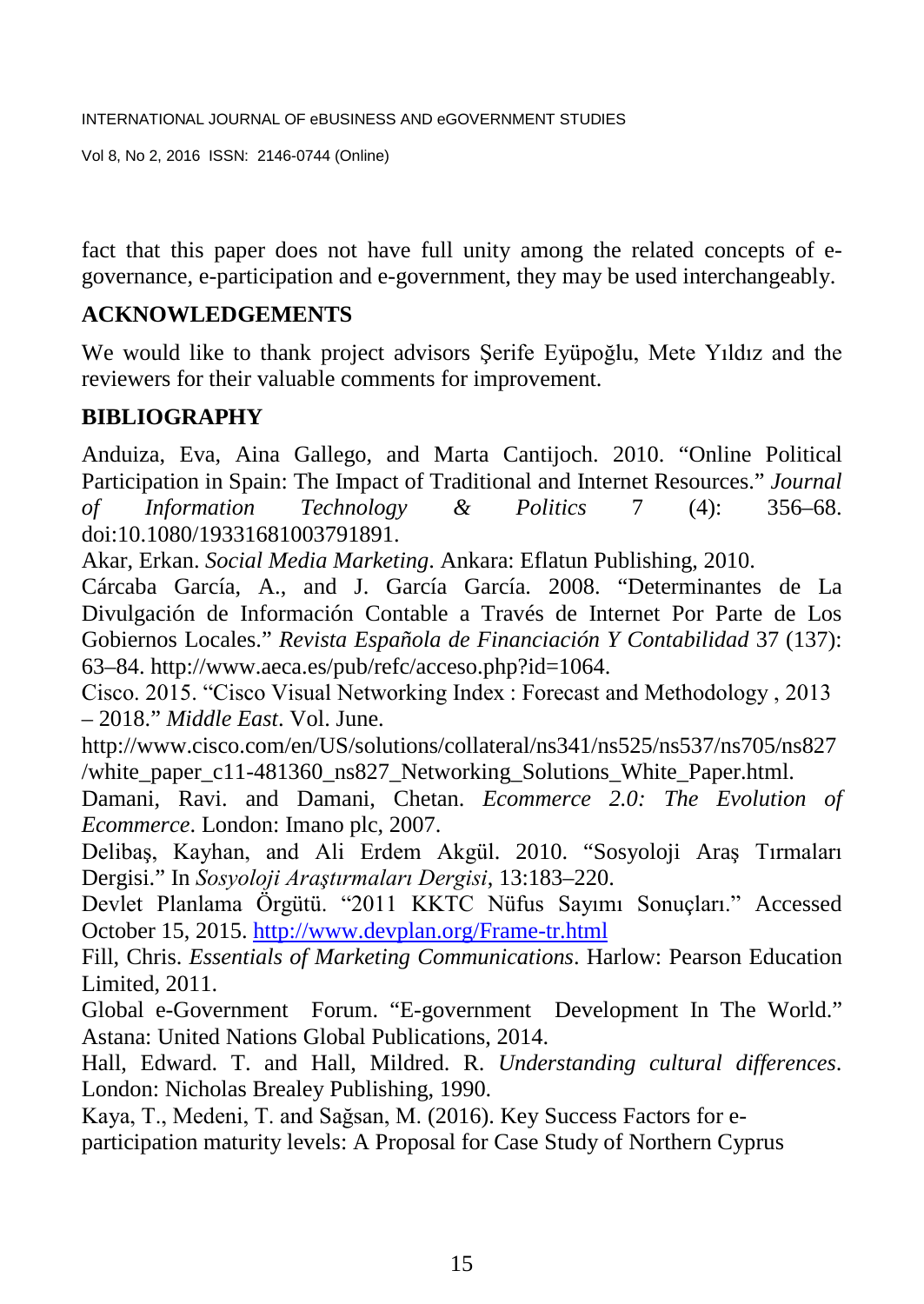fact that this paper does not have full unity among the related concepts of e-governance, e-participation and e-government, they may be used interchangeably.

## ACKNOWLEDGEMENTS

We would like to thank project advisors Şerife Eyüpoğlu, Mete Yıldız and the reviewers for their valuable comments for improvement.

## BIBLIOGRAPHY

Anduiza, Eva, Aina Gallego, and Marta Cantijoch. 2010. "Online Political Participation in Spain: The Impact of Traditional and Internet Resources." *Journal of Information Technology & Politics* 7 (4): 356–68. doi:10.1080/19331681003791891.

Akar, Erkan. *Social Media Marketing*. Ankara: Eflatun Publishing, 2010.

Cárcaba García, A., and J. García García. 2008. "Determinantes de La Divulgación de Información Contable a Través de Internet Por Parte de Los Gobiernos Locales." *Revista Española de Financiación Y Contabilidad* 37 (137): 63–84. http://www.aeca.es/pub/refc/acceso.php?id=1064.

Cisco. 2015. "Cisco Visual Networking Index : Forecast and Methodology , 2013 – 2018." *Middle East*. Vol. June. http://www.cisco.com/en/US/solutions/collateral/ns341/ns525/ns537/ns705/ns827/white_paper_c11-481360_ns827_Networking_Solutions_White_Paper.html.

Damani, Ravi. and Damani, Chetan. *Ecommerce 2.0: The Evolution of Ecommerce*. London: Imano plc, 2007.

Delibaş, Kayhan, and Ali Erdem Akgül. 2010. "Sosyoloji Araş Tırmaları Dergisi." In *Sosyoloji Araştırmaları Dergisi*, 13:183–220.

Devlet Planlama Örgütü. "2011 KKTC Nüfus Sayımı Sonuçları." Accessed October 15, 2015. http://www.devplan.org/Frame-tr.html

Fill, Chris. *Essentials of Marketing Communications*. Harlow: Pearson Education Limited, 2011.

Global e-Government Forum. "E-government Development In The World." Astana: United Nations Global Publications, 2014.

Hall, Edward. T. and Hall, Mildred. R. *Understanding cultural differences*. London: Nicholas Brealey Publishing, 1990.

Kaya, T., Medeni, T. and Sağsan, M. (2016). Key Success Factors for e-participation maturity levels: A Proposal for Case Study of Northern Cyprus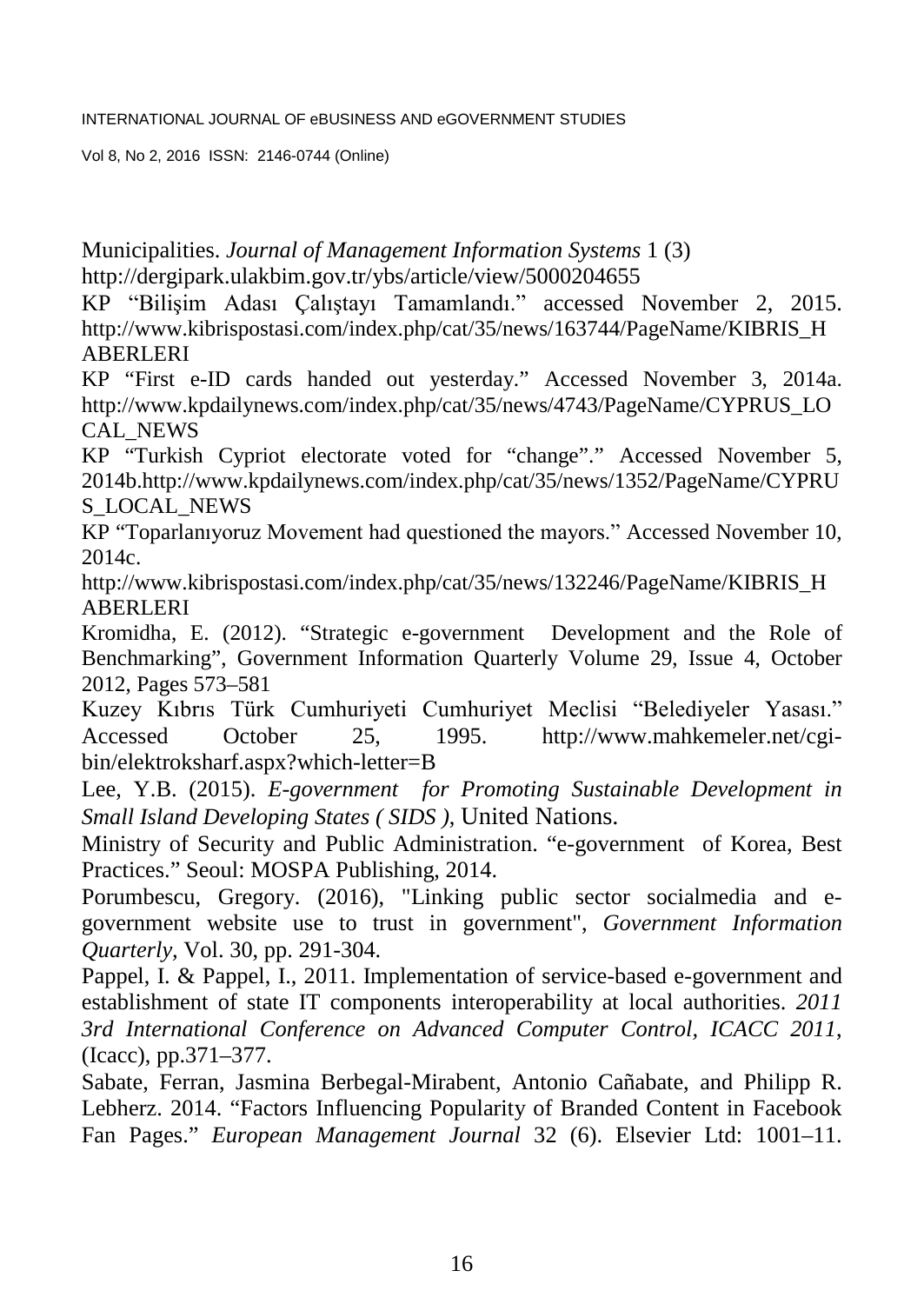Municipalities. *Journal of Management Information Systems* 1 (3) http://dergipark.ulakbim.gov.tr/ybs/article/view/5000204655

KP "Bilişim Adası Çalıştayı Tamamlandı." accessed November 2, 2015. http://www.kibrispostasi.com/index.php/cat/35/news/163744/PageName/KIBRIS_HABERLERI

KP "First e-ID cards handed out yesterday." Accessed November 3, 2014a. http://www.kpdailynews.com/index.php/cat/35/news/4743/PageName/CYPRUS_LOCAL_NEWS

KP "Turkish Cypriot electorate voted for "change"." Accessed November 5, 2014b.http://www.kpdailynews.com/index.php/cat/35/news/1352/PageName/CYPRUS_LOCAL_NEWS

KP "Toparlanıyoruz Movement had questioned the mayors." Accessed November 10, 2014c.
http://www.kibrispostasi.com/index.php/cat/35/news/132246/PageName/KIBRIS_HABERLERI

Kromidha, E. (2012). "Strategic e-government Development and the Role of Benchmarking", Government Information Quarterly Volume 29, Issue 4, October 2012, Pages 573–581

Kuzey Kıbrıs Türk Cumhuriyeti Cumhuriyet Meclisi "Belediyeler Yasası." Accessed October 25, 1995. http://www.mahkemeler.net/cgi-bin/elektroksharf.aspx?which-letter=B

Lee, Y.B. (2015). *E-government for Promoting Sustainable Development in Small Island Developing States ( SIDS )*, United Nations.

Ministry of Security and Public Administration. "e-government of Korea, Best Practices." Seoul: MOSPA Publishing, 2014.

Porumbescu, Gregory. (2016), "Linking public sector socialmedia and e-government website use to trust in government", *Government Information Quarterly*, Vol. 30, pp. 291-304.

Pappel, I. & Pappel, I., 2011. Implementation of service-based e-government and establishment of state IT components interoperability at local authorities. *2011 3rd International Conference on Advanced Computer Control, ICACC 2011*, (Icacc), pp.371–377.

Sabate, Ferran, Jasmina Berbegal-Mirabent, Antonio Cañabate, and Philipp R. Lebherz. 2014. "Factors Influencing Popularity of Branded Content in Facebook Fan Pages." *European Management Journal* 32 (6). Elsevier Ltd: 1001–11.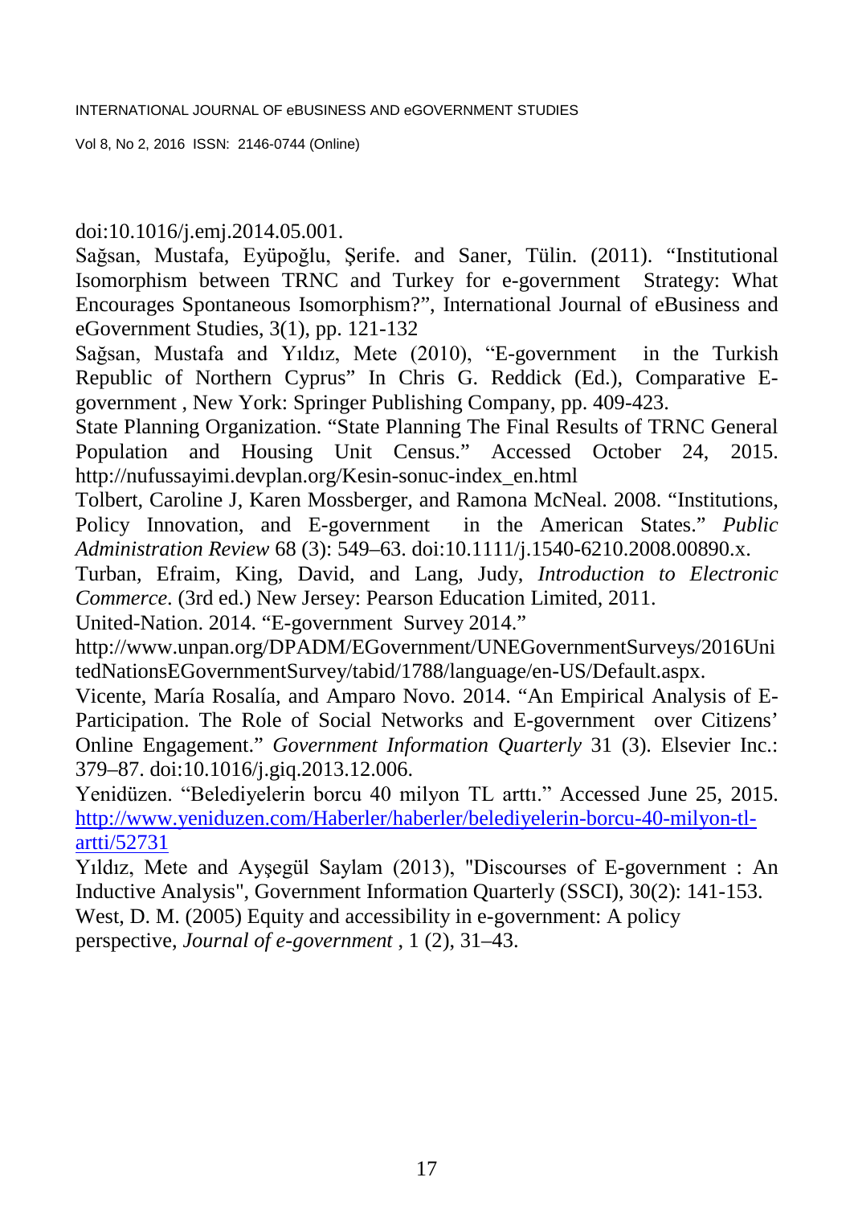doi:10.1016/j.emj.2014.05.001.

Sağsan, Mustafa, Eyüpoğlu, Şerife. and Saner, Tülin. (2011). "Institutional Isomorphism between TRNC and Turkey for e-government Strategy: What Encourages Spontaneous Isomorphism?", International Journal of eBusiness and eGovernment Studies, 3(1), pp. 121-132

Sağsan, Mustafa and Yıldız, Mete (2010), "E-government in the Turkish Republic of Northern Cyprus" In Chris G. Reddick (Ed.), Comparative E-government , New York: Springer Publishing Company, pp. 409-423.

State Planning Organization. "State Planning The Final Results of TRNC General Population and Housing Unit Census." Accessed October 24, 2015. http://nufussayimi.devplan.org/Kesin-sonuc-index_en.html

Tolbert, Caroline J, Karen Mossberger, and Ramona McNeal. 2008. "Institutions, Policy Innovation, and E-government in the American States." *Public Administration Review* 68 (3): 549–63. doi:10.1111/j.1540-6210.2008.00890.x.

Turban, Efraim, King, David, and Lang, Judy, *Introduction to Electronic Commerce*. (3rd ed.) New Jersey: Pearson Education Limited, 2011.

United-Nation. 2014. "E-government Survey 2014." http://www.unpan.org/DPADM/EGovernment/UNEGovernmentSurveys/2016UnitedNationsEGovernmentSurvey/tabid/1788/language/en-US/Default.aspx.

Vicente, María Rosalía, and Amparo Novo. 2014. "An Empirical Analysis of E-Participation. The Role of Social Networks and E-government over Citizens' Online Engagement." *Government Information Quarterly* 31 (3). Elsevier Inc.: 379–87. doi:10.1016/j.giq.2013.12.006.

Yenidüzen. "Belediyelerin borcu 40 milyon TL arttı." Accessed June 25, 2015. [http://www.yeniduzen.com/Haberler/haberler/belediyelerin-borcu-40-milyon-tl-artti/52731](http://www.yeniduzen.com/Haberler/haberler/belediyelerin-borcu-40-milyon-tl-artti/52731)

Yıldız, Mete and Ayşegül Saylam (2013), "Discourses of E-government : An Inductive Analysis", Government Information Quarterly (SSCI), 30(2): 141-153.

West, D. M. (2005) Equity and accessibility in e-government: A policy perspective, *Journal of e-government* , 1 (2), 31–43.